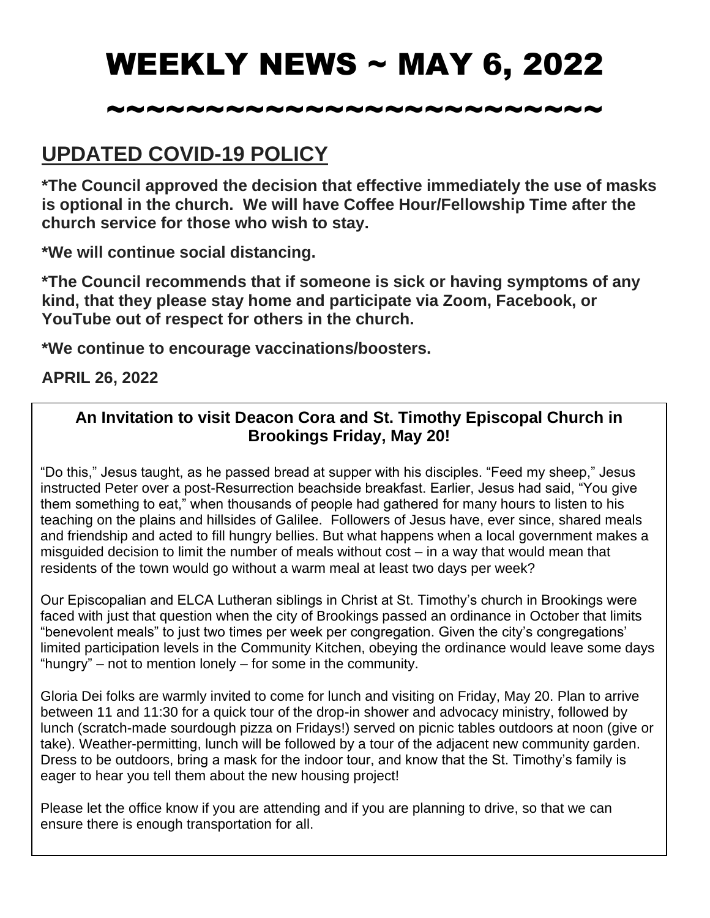# WEEKLY NEWS ~ MAY 6, 2022

~~~~~~~~~~~~~~~~~~~~~~~~~~~

## UPDATED COVID-19 POLICY

**\*The Council approved the decision that effective immediately the use of masks is optional in the church. We will have Coffee Hour/Fellowship Time after the church service for those who wish to stay.**

**\*We will continue social distancing.**

**\*The Council recommends that if someone is sick or having symptoms of any kind, that they please stay home and participate via Zoom, Facebook, or YouTube out of respect for others in the church.**

**\*We continue to encourage vaccinations/boosters.**

**APRIL 26, 2022**

### An Invitation to visit Deacon Cora and St. Timothy Episcopal Church in Brookings Friday, May 20!

"Do this," Jesus taught, as he passed bread at supper with his disciples. "Feed my sheep," Jesus instructed Peter over a post-Resurrection beachside breakfast. Earlier, Jesus had said, "You give them something to eat," when thousands of people had gathered for many hours to listen to his teaching on the plains and hillsides of Galilee. Followers of Jesus have, ever since, shared meals and friendship and acted to fill hungry bellies. But what happens when a local government makes a misguided decision to limit the number of meals without cost – in a way that would mean that residents of the town would go without a warm meal at least two days per week?

Our Episcopalian and ELCA Lutheran siblings in Christ at St. Timothy's church in Brookings were faced with just that question when the city of Brookings passed an ordinance in October that limits "benevolent meals" to just two times per week per congregation. Given the city's congregations' limited participation levels in the Community Kitchen, obeying the ordinance would leave some days "hungry" – not to mention lonely – for some in the community.

Gloria Dei folks are warmly invited to come for lunch and visiting on Friday, May 20. Plan to arrive between 11 and 11:30 for a quick tour of the drop-in shower and advocacy ministry, followed by lunch (scratch-made sourdough pizza on Fridays!) served on picnic tables outdoors at noon (give or take). Weather-permitting, lunch will be followed by a tour of the adjacent new community garden. Dress to be outdoors, bring a mask for the indoor tour, and know that the St. Timothy's family is eager to hear you tell them about the new housing project!

Please let the office know if you are attending and if you are planning to drive, so that we can ensure there is enough transportation for all.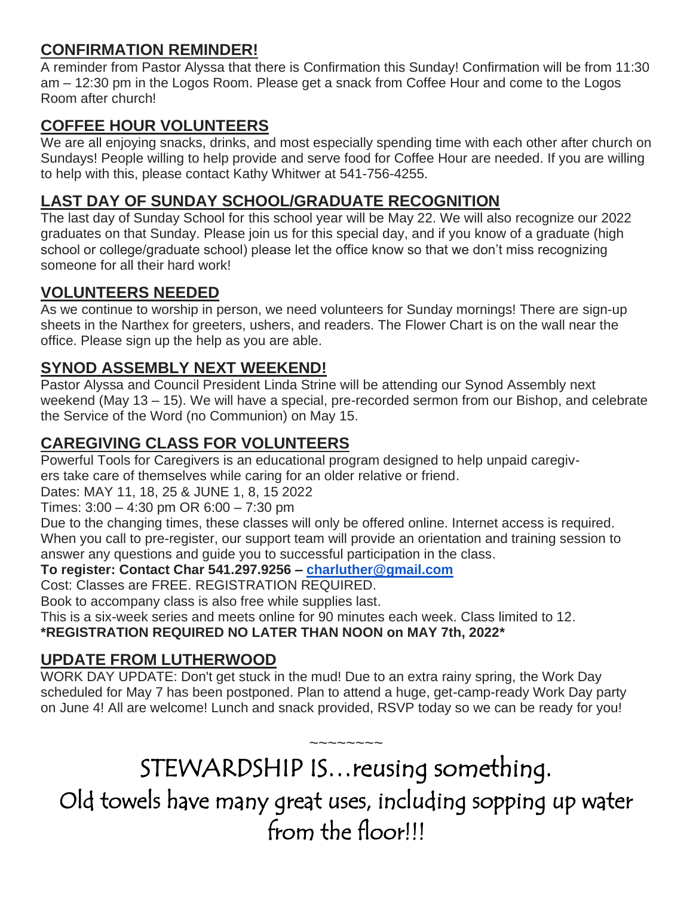## CONFIRMATION REMINDER!

A reminder from Pastor Alyssa that there is Confirmation this Sunday! Confirmation will be from 11:30 am – 12:30 pm in the Logos Room. Please get a snack from Coffee Hour and come to the Logos Room after church!

## COFFEE HOUR VOLUNTEERS

We are all enjoying snacks, drinks, and most especially spending time with each other after church on Sundays! People willing to help provide and serve food for Coffee Hour are needed. If you are willing to help with this, please contact Kathy Whitwer at 541-756-4255.

## LAST DAY OF SUNDAY SCHOOL/GRADUATE RECOGNITION

The last day of Sunday School for this school year will be May 22. We will also recognize our 2022 graduates on that Sunday. Please join us for this special day, and if you know of a graduate (high school or college/graduate school) please let the office know so that we don't miss recognizing someone for all their hard work!

## VOLUNTEERS NEEDED

As we continue to worship in person, we need volunteers for Sunday mornings! There are sign-up sheets in the Narthex for greeters, ushers, and readers. The Flower Chart is on the wall near the office. Please sign up the help as you are able.

## SYNOD ASSEMBLY NEXT WEEKEND!

Pastor Alyssa and Council President Linda Strine will be attending our Synod Assembly next weekend (May 13 – 15). We will have a special, pre-recorded sermon from our Bishop, and celebrate the Service of the Word (no Communion) on May 15.

## CAREGIVING CLASS FOR VOLUNTEERS

Powerful Tools for Caregivers is an educational program designed to help unpaid caregivers take care of themselves while caring for an older relative or friend.

Dates: MAY 11, 18, 25 & JUNE 1, 8, 15 2022

Times: 3:00 – 4:30 pm OR 6:00 – 7:30 pm

Due to the changing times, these classes will only be offered online. Internet access is required. When you call to pre-register, our support team will provide an orientation and training session to answer any questions and guide you to successful participation in the class.

**To register: Contact Char 541.297.9256 – charluther@gmail.com**

Cost: Classes are FREE. REGISTRATION REQUIRED.

Book to accompany class is also free while supplies last.

This is a six-week series and meets online for 90 minutes each week. Class limited to 12.

**\*REGISTRATION REQUIRED NO LATER THAN NOON on MAY 7th, 2022\***

## UPDATE FROM LUTHERWOOD

WORK DAY UPDATE: Don't get stuck in the mud! Due to an extra rainy spring, the Work Day scheduled for May 7 has been postponed. Plan to attend a huge, get-camp-ready Work Day party on June 4! All are welcome! Lunch and snack provided, RSVP today so we can be ready for you!

~~~~~~~~

STEWARDSHIP IS…reusing something.
Old towels have many great uses, including sopping up water from the floor!!!